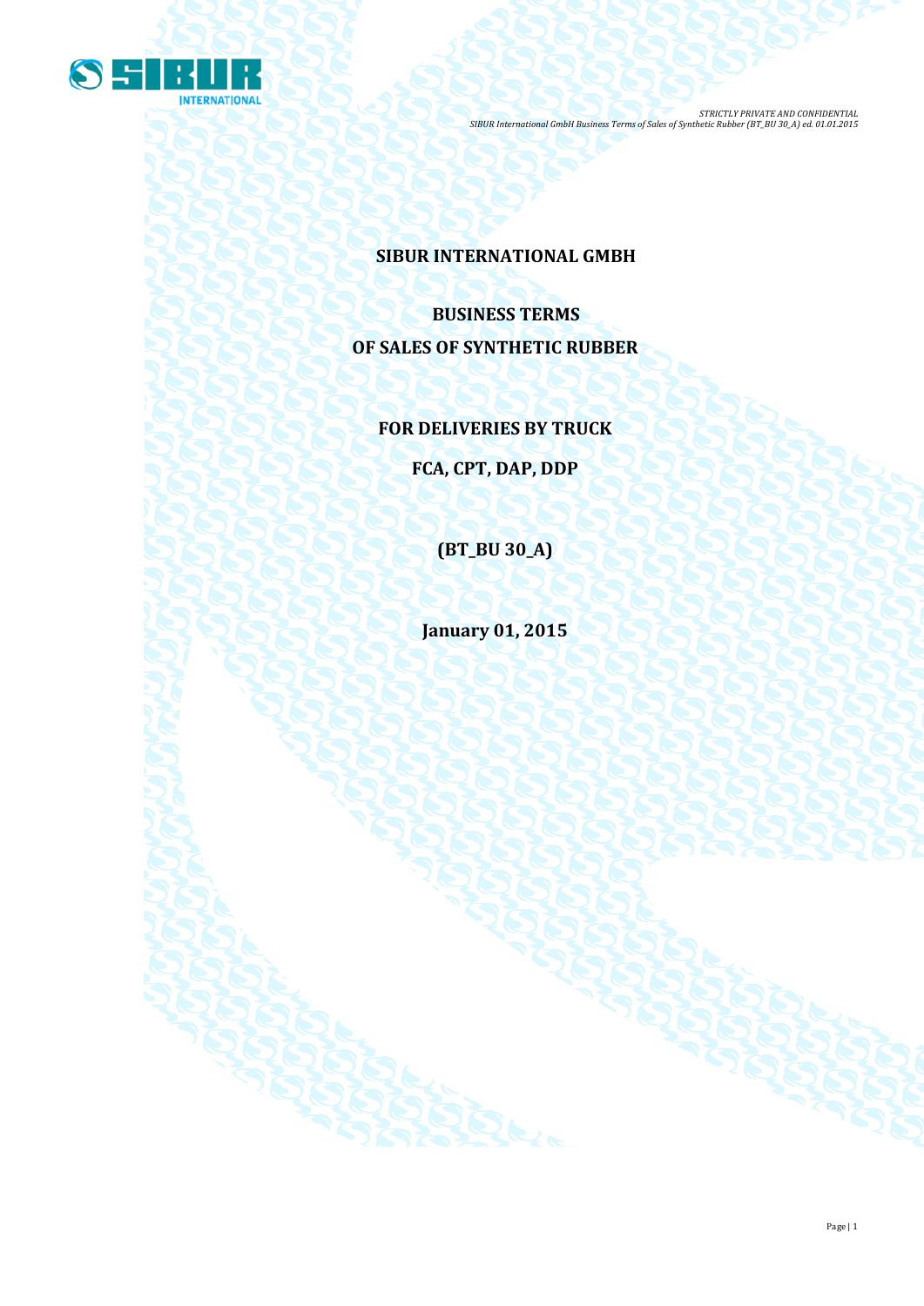# SIBUR INTERNATIONAL GMBH

## BUSINESS TERMS
## OF SALES OF SYNTHETIC RUBBER

## FOR DELIVERIES BY TRUCK

## FCA, CPT, DAP, DDP

**(BT_BU 30_A)**

**January 01, 2015**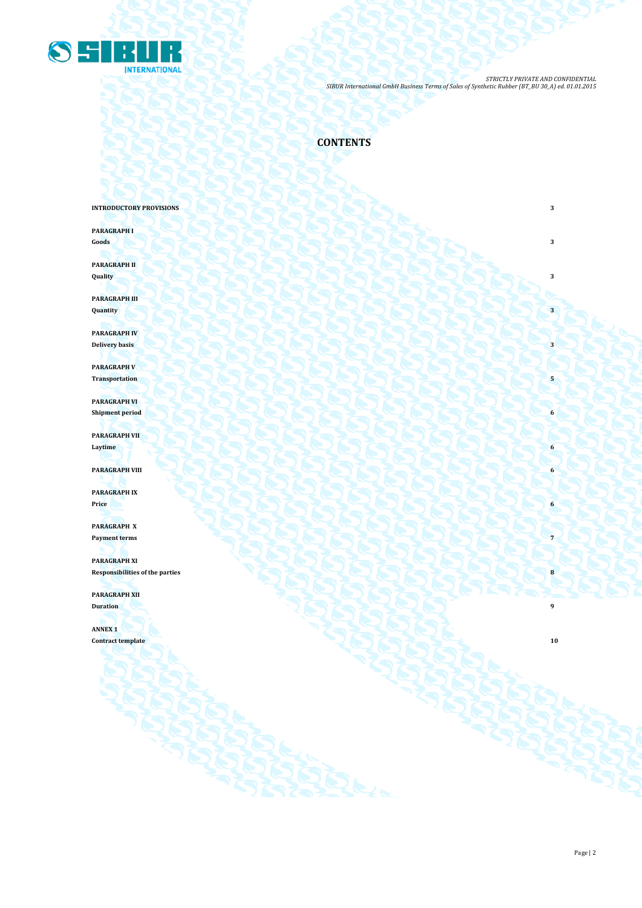# CONTENTS

| | |
|---|---|
| **INTRODUCTORY PROVISIONS** | **3** |
| **PARAGRAPH I**<br>**Goods** | **3** |
| **PARAGRAPH II**<br>**Quality** | **3** |
| **PARAGRAPH III**<br>**Quantity** | **3** |
| **PARAGRAPH IV**<br>**Delivery basis** | **3** |
| **PARAGRAPH V**<br>**Transportation** | **5** |
| **PARAGRAPH VI**<br>**Shipment period** | **6** |
| **PARAGRAPH VII**<br>**Laytime** | **6** |
| **PARAGRAPH VIII** | **6** |
| **PARAGRAPH IX**<br>**Price** | **6** |
| **PARAGRAPH X**<br>**Payment terms** | **7** |
| **PARAGRAPH XI**<br>**Responsibilities of the parties** | **8** |
| **PARAGRAPH XII**<br>**Duration** | **9** |
| **ANNEX 1**<br>**Contract template** | **10** |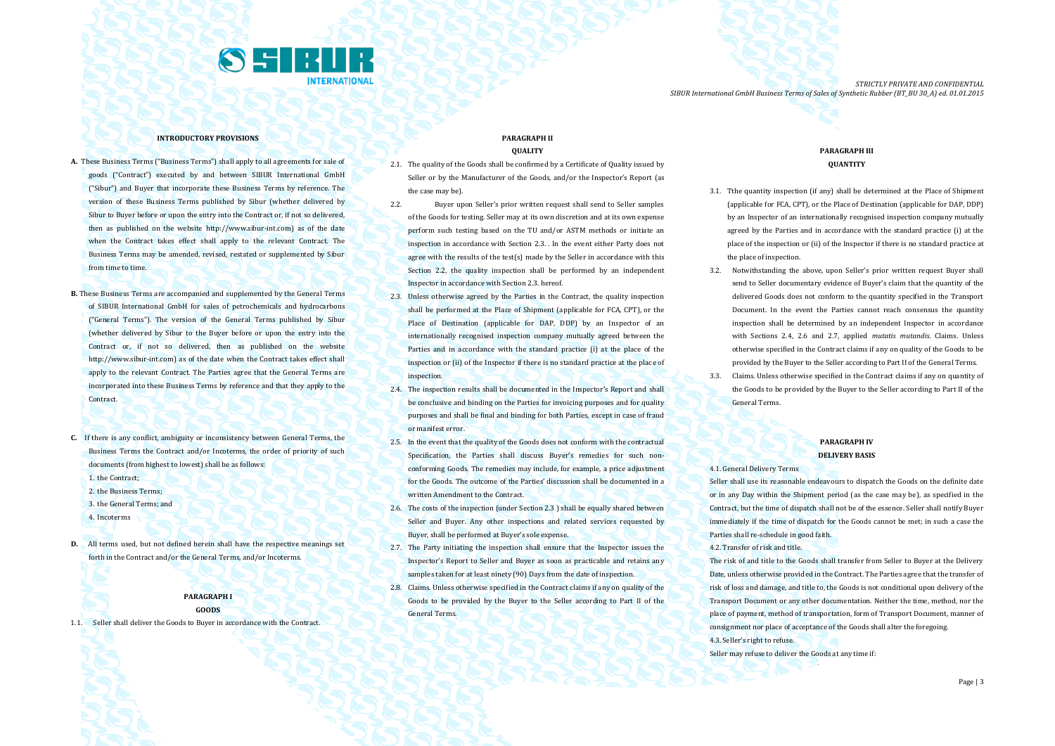#### INTRODUCTORY PROVISIONS

**A.** These Business Terms ("Business Terms") shall apply to all agreements for sale of goods ("Contract") executed by and between SIBUR International GmbH ("Sibur") and Buyer that incorporate these Business Terms by reference. The version of these Business Terms published by Sibur (whether delivered by Sibur to Buyer before or upon the entry into the Contract or, if not so delivered, then as published on the website http://www.sibur-int.com) as of the date when the Contract takes effect shall apply to the relevant Contract. The Business Terms may be amended, revised, restated or supplemented by Sibur from time to time.

**B.** These Business Terms are accompanied and supplemented by the General Terms of SIBUR International GmbH for sales of petrochemicals and hydrocarbons ("General Terms"). The version of the General Terms published by Sibur (whether delivered by Sibur to the Buyer before or upon the entry into the Contract or, if not so delivered, then as published on the website http://www.sibur-int.com) as of the date when the Contract takes effect shall apply to the relevant Contract. The Parties agree that the General Terms are incorporated into these Business Terms by reference and that they apply to the Contract.

**C.** If there is any conflict, ambiguity or inconsistency between General Terms, the Business Terms the Contract and/or Incoterms, the order of priority of such documents (from highest to lowest) shall be as follows:

1. the Contract;
2. the Business Terms;
3. the General Terms; and
4. Incoterms

**D.** All terms used, but not defined herein shall have the respective meanings set forth in the Contract and/or the General Terms, and/or Incoterms.

#### PARAGRAPH I
#### GOODS

1.1. Seller shall deliver the Goods to Buyer in accordance with the Contract.

#### PARAGRAPH II
#### QUALITY

2.1. The quality of the Goods shall be confirmed by a Certificate of Quality issued by Seller or by the Manufacturer of the Goods, and/or the Inspector's Report (as the case may be).

2.2. Buyer upon Seller's prior written request shall send to Seller samples of the Goods for testing. Seller may at its own discretion and at its own expense perform such testing based on the TU and/or ASTM methods or initiate an inspection in accordance with Section 2.3. . In the event either Party does not agree with the results of the test(s) made by the Seller in accordance with this Section 2.2, the quality inspection shall be performed by an independent Inspector in accordance with Section 2.3. hereof.

2.3. Unless otherwise agreed by the Parties in the Contract, the quality inspection shall be performed at the Place of Shipment (applicable for FCA, CPT), or the Place of Destination (applicable for DAP, DDP) by an Inspector of an internationally recognised inspection company mutually agreed between the Parties and in accordance with the standard practice (i) at the place of the inspection or (ii) of the Inspector if there is no standard practice at the place of inspection.

2.4. The inspection results shall be documented in the Inspector's Report and shall be conclusive and binding on the Parties for invoicing purposes and for quality purposes and shall be final and binding for both Parties, except in case of fraud or manifest error.

2.5. In the event that the quality of the Goods does not conform with the contractual Specification, the Parties shall discuss Buyer's remedies for such non-conforming Goods. The remedies may include, for example, a price adjustment for the Goods. The outcome of the Parties' discussion shall be documented in a written Amendment to the Contract.

2.6. The costs of the inspection (under Section 2.3 ) shall be equally shared between Seller and Buyer. Any other inspections and related services requested by Buyer, shall be performed at Buyer's sole expense.

2.7. The Party initiating the inspection shall ensure that the Inspector issues the Inspector's Report to Seller and Buyer as soon as practicable and retains any samples taken for at least ninety (90) Days from the date of inspection.

2.8. Claims. Unless otherwise specified in the Contract claims if any on quality of the Goods to be provided by the Buyer to the Seller according to Part II of the General Terms.

#### PARAGRAPH III
#### QUANTITY

3.1. Tthe quantity inspection (if any) shall be determined at the Place of Shipment (applicable for FCA, CPT), or the Place of Destination (applicable for DAP, DDP) by an Inspector of an internationally recognised inspection company mutually agreed by the Parties and in accordance with the standard practice (i) at the place of the inspection or (ii) of the Inspector if there is no standard practice at the place of inspection.

3.2. Notwithstanding the above, upon Seller's prior written request Buyer shall send to Seller documentary evidence of Buyer's claim that the quantity of the delivered Goods does not conform to the quantity specified in the Transport Document. In the event the Parties cannot reach consensus the quantity inspection shall be determined by an independent Inspector in accordance with Sections 2.4, 2.6 and 2.7, applied *mutatis mutandis*. Claims. Unless otherwise specified in the Contract claims if any on quality of the Goods to be provided by the Buyer to the Seller according to Part II of the General Terms.

3.3. Claims. Unless otherwise specified in the Contract claims if any on quantity of the Goods to be provided by the Buyer to the Seller according to Part II of the General Terms.

#### PARAGRAPH IV
#### DELIVERY BASIS

4.1. General Delivery Terms

Seller shall use its reasonable endeavours to dispatch the Goods on the definite date or in any Day within the Shipment period (as the case may be), as specified in the Contract, but the time of dispatch shall not be of the essence. Seller shall notify Buyer immediately if the time of dispatch for the Goods cannot be met; in such a case the Parties shall re-schedule in good faith.

4.2. Transfer of risk and title.

The risk of and title to the Goods shall transfer from Seller to Buyer at the Delivery Date, unless otherwise provided in the Contract. The Parties agree that the transfer of risk of loss and damage, and title to, the Goods is not conditional upon delivery of the Transport Document or any other documentation. Neither the time, method, nor the place of payment, method of transportation, form of Transport Document, manner of consignment nor place of acceptance of the Goods shall alter the foregoing.

4.3. Seller's right to refuse.

Seller may refuse to deliver the Goods at any time if: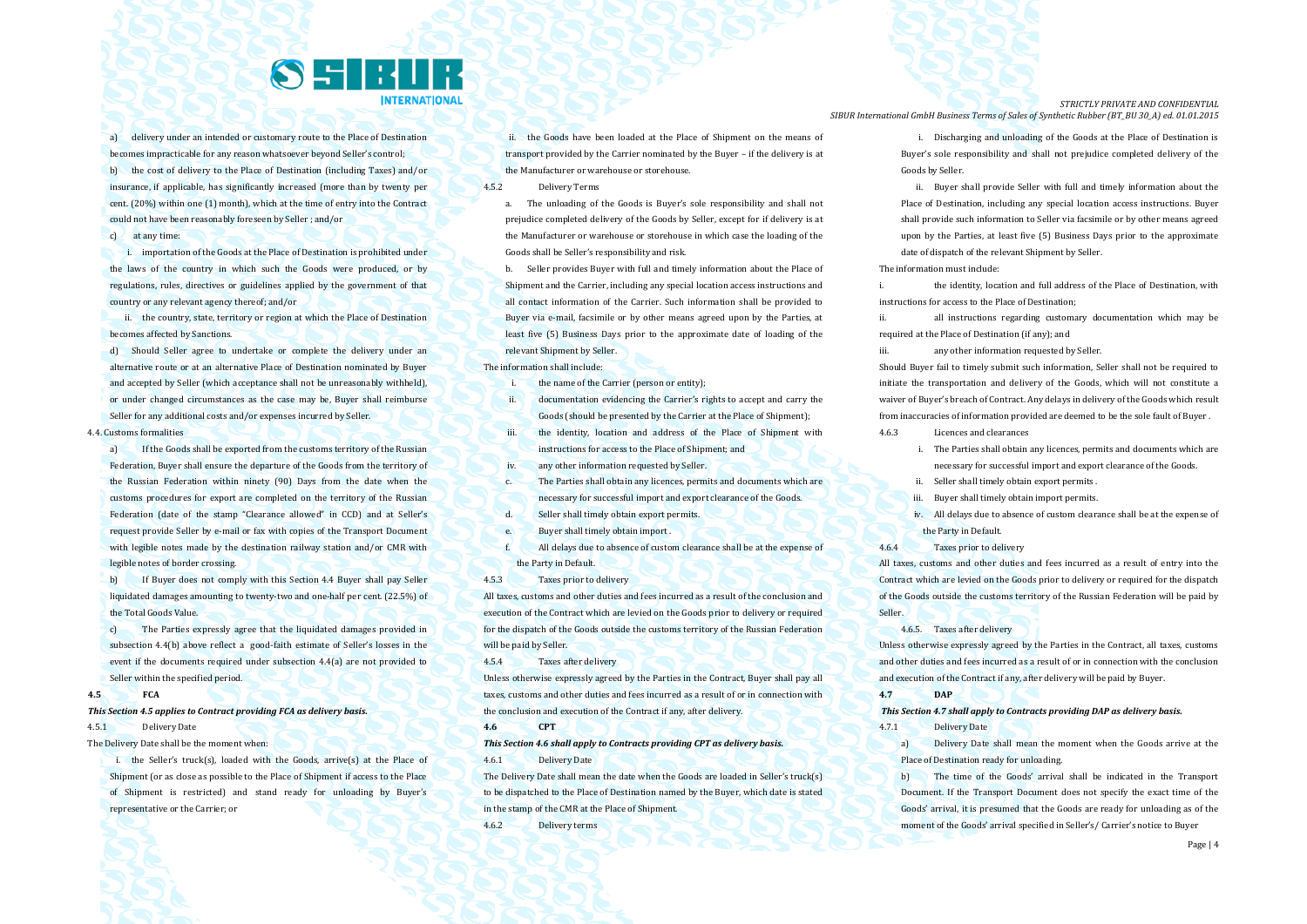a) delivery under an intended or customary route to the Place of Destination becomes impracticable for any reason whatsoever beyond Seller's control;

b) the cost of delivery to the Place of Destination (including Taxes) and/or insurance, if applicable, has significantly increased (more than by twenty per cent. (20%) within one (1) month), which at the time of entry into the Contract could not have been reasonably foreseen by Seller ; and/or

c) at any time:

i. importation of the Goods at the Place of Destination is prohibited under the laws of the country in which such the Goods were produced, or by regulations, rules, directives or guidelines applied by the government of that country or any relevant agency thereof; and/or

ii. the country, state, territory or region at which the Place of Destination becomes affected by Sanctions.

d) Should Seller agree to undertake or complete the delivery under an alternative route or at an alternative Place of Destination nominated by Buyer and accepted by Seller (which acceptance shall not be unreasonably withheld), or under changed circumstances as the case may be, Buyer shall reimburse Seller for any additional costs and/or expenses incurred by Seller.

4.4. Customs formalities

a) If the Goods shall be exported from the customs territory of the Russian Federation, Buyer shall ensure the departure of the Goods from the territory of the Russian Federation within ninety (90) Days from the date when the customs procedures for export are completed on the territory of the Russian Federation (date of the stamp "Clearance allowed" in CCD) and at Seller's request provide Seller by e-mail or fax with copies of the Transport Document with legible notes made by the destination railway station and/or CMR with legible notes of border crossing.

b) If Buyer does not comply with this Section 4.4 Buyer shall pay Seller liquidated damages amounting to twenty-two and one-half per cent. (22.5%) of the Total Goods Value.

c) The Parties expressly agree that the liquidated damages provided in subsection 4.4(b) above reflect a good-faith estimate of Seller's losses in the event if the documents required under subsection 4.4(a) are not provided to Seller within the specified period.

**4.5 FCA**

***This Section 4.5 applies to Contract providing FCA as delivery basis.***

4.5.1 Delivery Date

The Delivery Date shall be the moment when:

i. the Seller's truck(s), loaded with the Goods, arrive(s) at the Place of Shipment (or as close as possible to the Place of Shipment if access to the Place of Shipment is restricted) and stand ready for unloading by Buyer's representative or the Carrier; or

ii. the Goods have been loaded at the Place of Shipment on the means of transport provided by the Carrier nominated by the Buyer – if the delivery is at the Manufacturer or warehouse or storehouse.

4.5.2 Delivery Terms

a. The unloading of the Goods is Buyer's sole responsibility and shall not prejudice completed delivery of the Goods by Seller, except for if delivery is at the Manufacturer or warehouse or storehouse in which case the loading of the Goods shall be Seller's responsibility and risk.

b. Seller provides Buyer with full and timely information about the Place of Shipment and the Carrier, including any special location access instructions and all contact information of the Carrier. Such information shall be provided to Buyer via e-mail, facsimile or by other means agreed upon by the Parties, at least five (5) Business Days prior to the approximate date of loading of the relevant Shipment by Seller.

The information shall include:

i. the name of the Carrier (person or entity);

ii. documentation evidencing the Carrier's rights to accept and carry the Goods (should be presented by the Carrier at the Place of Shipment);

iii. the identity, location and address of the Place of Shipment with instructions for access to the Place of Shipment; and

iv. any other information requested by Seller.

c. The Parties shall obtain any licences, permits and documents which are necessary for successful import and export clearance of the Goods.

d. Seller shall timely obtain export permits.

e. Buyer shall timely obtain import .

f. All delays due to absence of custom clearance shall be at the expense of the Party in Default.

4.5.3 Taxes prior to delivery

All taxes, customs and other duties and fees incurred as a result of the conclusion and execution of the Contract which are levied on the Goods prior to delivery or required for the dispatch of the Goods outside the customs territory of the Russian Federation will be paid by Seller.

4.5.4 Taxes after delivery

Unless otherwise expressly agreed by the Parties in the Contract, Buyer shall pay all taxes, customs and other duties and fees incurred as a result of or in connection with the conclusion and execution of the Contract if any, after delivery.

**4.6 CPT**

***This Section 4.6 shall apply to Contracts providing CPT as delivery basis.***

4.6.1 Delivery Date

The Delivery Date shall mean the date when the Goods are loaded in Seller's truck(s) to be dispatched to the Place of Destination named by the Buyer, which date is stated in the stamp of the CMR at the Place of Shipment.

4.6.2 Delivery terms

i. Discharging and unloading of the Goods at the Place of Destination is Buyer's sole responsibility and shall not prejudice completed delivery of the Goods by Seller.

ii. Buyer shall provide Seller with full and timely information about the Place of Destination, including any special location access instructions. Buyer shall provide such information to Seller via facsimile or by other means agreed upon by the Parties, at least five (5) Business Days prior to the approximate date of dispatch of the relevant Shipment by Seller.

The information must include:

i. the identity, location and full address of the Place of Destination, with instructions for access to the Place of Destination;

ii. all instructions regarding customary documentation which may be required at the Place of Destination (if any); and

iii. any other information requested by Seller.

Should Buyer fail to timely submit such information, Seller shall not be required to initiate the transportation and delivery of the Goods, which will not constitute a waiver of Buyer's breach of Contract. Any delays in delivery of the Goods which result from inaccuracies of information provided are deemed to be the sole fault of Buyer .

4.6.3 Licences and clearances

i. The Parties shall obtain any licences, permits and documents which are necessary for successful import and export clearance of the Goods.

ii. Seller shall timely obtain export permits .

iii. Buyer shall timely obtain import permits.

iv. All delays due to absence of custom clearance shall be at the expense of the Party in Default.

4.6.4 Taxes prior to delivery

All taxes, customs and other duties and fees incurred as a result of entry into the Contract which are levied on the Goods prior to delivery or required for the dispatch of the Goods outside the customs territory of the Russian Federation will be paid by Seller.

4.6.5. Taxes after delivery

Unless otherwise expressly agreed by the Parties in the Contract, all taxes, customs and other duties and fees incurred as a result of or in connection with the conclusion and execution of the Contract if any, after delivery will be paid by Buyer.

**4.7 DAP**

***This Section 4.7 shall apply to Contracts providing DAP as delivery basis.***

4.7.1 Delivery Date

a) Delivery Date shall mean the moment when the Goods arrive at the Place of Destination ready for unloading.

b) The time of the Goods' arrival shall be indicated in the Transport Document. If the Transport Document does not specify the exact time of the Goods' arrival, it is presumed that the Goods are ready for unloading as of the moment of the Goods' arrival specified in Seller's/ Carrier's notice to Buyer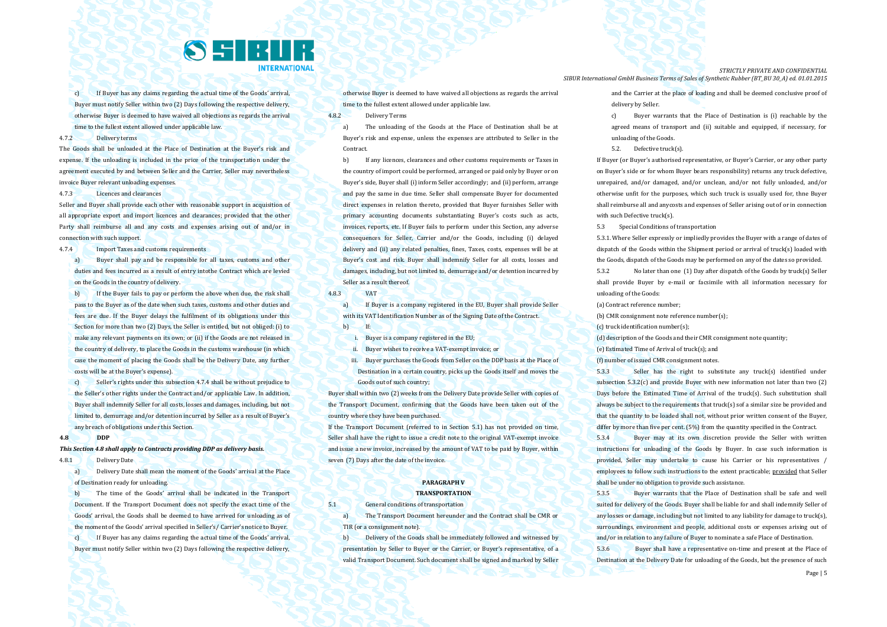c) If Buyer has any claims regarding the actual time of the Goods' arrival, Buyer must notify Seller within two (2) Days following the respective delivery, otherwise Buyer is deemed to have waived all objections as regards the arrival time to the fullest extent allowed under applicable law.

4.7.2 Delivery terms

The Goods shall be unloaded at the Place of Destination at the Buyer's risk and expense. If the unloading is included in the price of the transportation under the agreement executed by and between Seller and the Carrier, Seller may nevertheless invoice Buyer relevant unloading expenses.

4.7.3 Licences and clearances

Seller and Buyer shall provide each other with reasonable support in acquisition of all appropriate export and import licences and clearances; provided that the other Party shall reimburse all and any costs and expenses arising out of and/or in connection with such support.

4.7.4 Import Taxes and customs requirements

a) Buyer shall pay and be responsible for all taxes, customs and other duties and fees incurred as a result of entry intothe Contract which are levied on the Goods in the country of delivery.

b) If the Buyer fails to pay or perform the above when due, the risk shall pass to the Buyer as of the date when such taxes, customs and other duties and fees are due. If the Buyer delays the fulfilment of its obligations under this Section for more than two (2) Days, the Seller is entitled, but not obliged: (i) to make any relevant payments on its own; or (ii) if the Goods are not released in the country of delivery, to place the Goods in the customs warehouse (in which case the moment of placing the Goods shall be the Delivery Date, any further costs will be at the Buyer's expense).

c) Seller's rights under this subsection 4.7.4 shall be without prejudice to the Seller's other rights under the Contract and/or applicable Law. In addition, Buyer shall indemnify Seller for all costs, losses and damages, including, but not limited to, demurrage and/or detention incurred by Seller as a result of Buyer's any breach of obligations under this Section.

**4.8 DDP**

***This Section 4.8 shall apply to Contracts providing DDP as delivery basis.***

4.8.1 Delivery Date

a) Delivery Date shall mean the moment of the Goods' arrival at the Place of Destination ready for unloading.

b) The time of the Goods' arrival shall be indicated in the Transport Document. If the Transport Document does not specify the exact time of the Goods' arrival, the Goods shall be deemed to have arrived for unloading as of the moment of the Goods' arrival specified in Seller's/ Carrier's notice to Buyer.

c) If Buyer has any claims regarding the actual time of the Goods' arrival, Buyer must notify Seller within two (2) Days following the respective delivery, otherwise Buyer is deemed to have waived all objections as regards the arrival time to the fullest extent allowed under applicable law.

4.8.2 Delivery Terms

a) The unloading of the Goods at the Place of Destination shall be at Buyer's risk and expense, unless the expenses are attributed to Seller in the Contract.

b) If any licences, clearances and other customs requirements or Taxes in the country of import could be performed, arranged or paid only by Buyer or on Buyer's side, Buyer shall (i) inform Seller accordingly; and (ii) perform, arrange and pay the same in due time. Seller shall compensate Buyer for documented direct expenses in relation thereto, provided that Buyer furnishes Seller with primary accounting documents substantiating Buyer's costs such as acts, invoices, reports, etc. If Buyer fails to perform under this Section, any adverse consequences for Seller, Carrier and/or the Goods, including (i) delayed delivery and (ii) any related penalties, fines, Taxes, costs, expenses will be at Buyer's cost and risk. Buyer shall indemnify Seller for all costs, losses and damages, including, but not limited to, demurrage and/or detention incurred by Seller as a result thereof.

4.8.3 VAT

a) If Buyer is a company registered in the EU, Buyer shall provide Seller with its VAT Identification Number as of the Signing Date of the Contract.

b) If:

i. Buyer is a company registered in the EU;

ii. Buyer wishes to receive a VAT-exempt invoice; or

iii. Buyer purchases the Goods from Seller on the DDP basis at the Place of Destination in a certain country, picks up the Goods itself and moves the Goods out of such country;

Buyer shall within two (2) weeks from the Delivery Date provide Seller with copies of the Transport Document, confirming that the Goods have been taken out of the country where they have been purchased.

If the Transport Document (referred to in Section 5.1) has not provided on time, Seller shall have the right to issue a credit note to the original VAT-exempt invoice and issue a new invoice, increased by the amount of VAT to be paid by Buyer, within seven (7) Days after the date of the invoice.

## PARAGRAPH V
## TRANSPORTATION

5.1 General conditions of transportation

a) The Transport Document hereunder and the Contract shall be CMR or TIR (or a consignment note).

b) Delivery of the Goods shall be immediately followed and witnessed by presentation by Seller to Buyer or the Carrier, or Buyer's representative, of a valid Transport Document. Such document shall be signed and marked by Seller and the Carrier at the place of loading and shall be deemed conclusive proof of delivery by Seller.

c) Buyer warrants that the Place of Destination is (i) reachable by the agreed means of transport and (ii) suitable and equipped, if necessary, for unloading of the Goods.

5.2. Defective truck(s).

If Buyer (or Buyer's authorised representative, or Buyer's Carrier, or any other party on Buyer's side or for whom Buyer bears responsibility) returns any truck defective, unrepaired, and/or damaged, and/or unclean, and/or not fully unloaded, and/or otherwise unfit for the purposes, which such truck is usually used for, thne Buyer shall reimburse all and anycosts and expenses of Seller arising out of or in connection with such Defective truck(s).

5.3 Special Conditions of transportation

5.3.1. Where Seller expressly or impliedly provides the Buyer with a range of dates of dispatch of the Goods within the Shipment period or arrival of truck(s) loaded with the Goods, dispatch of the Goods may be performed on any of the dates so provided.

5.3.2 No later than one (1) Day after dispatch of the Goods by truck(s) Seller shall provide Buyer by e-mail or facsimile with all information necessary for unloading of the Goods:

(a) Contract reference number;

(b) CMR consignment note reference number(s);

(c) truck identification number(s);

(d) description of the Goods and their CMR consignment note quantity;

(e) Estimated Time of Arrival of truck(s); and

(f) number of issued CMR consignment notes.

5.3.3 Seller has the right to substitute any truck(s) identified under subsection 5.3.2(c) and provide Buyer with new information not later than two (2) Days before the Estimated Time of Arrival of the truck(s). Such substitution shall always be subject to the requirements that truck(s) sof a similar size be provided and that the quantity to be loaded shall not, without prior written consent of the Buyer, differ by more than five per cent. (5%) from the quantity specified in the Contract.

5.3.4 Buyer may at its own discretion provide the Seller with written instructions for unloading of the Goods by Buyer. In case such information is provided, Seller may undertake to cause his Carrier or his representatives / employees to follow such instructions to the extent practicable; provided that Seller shall be under no obligation to provide such assistance.

5.3.5 Buyer warrants that the Place of Destination shall be safe and well suited for delivery of the Goods. Buyer shall be liable for and shall indemnify Seller of any losses or damage, including but not limited to any liability for damage to truck(s), surroundings, environment and people, additional costs or expenses arising out of and/or in relation to any failure of Buyer to nominate a safe Place of Destination.

5.3.6 Buyer shall have a representative on-time and present at the Place of Destination at the Delivery Date for unloading of the Goods, but the presence of such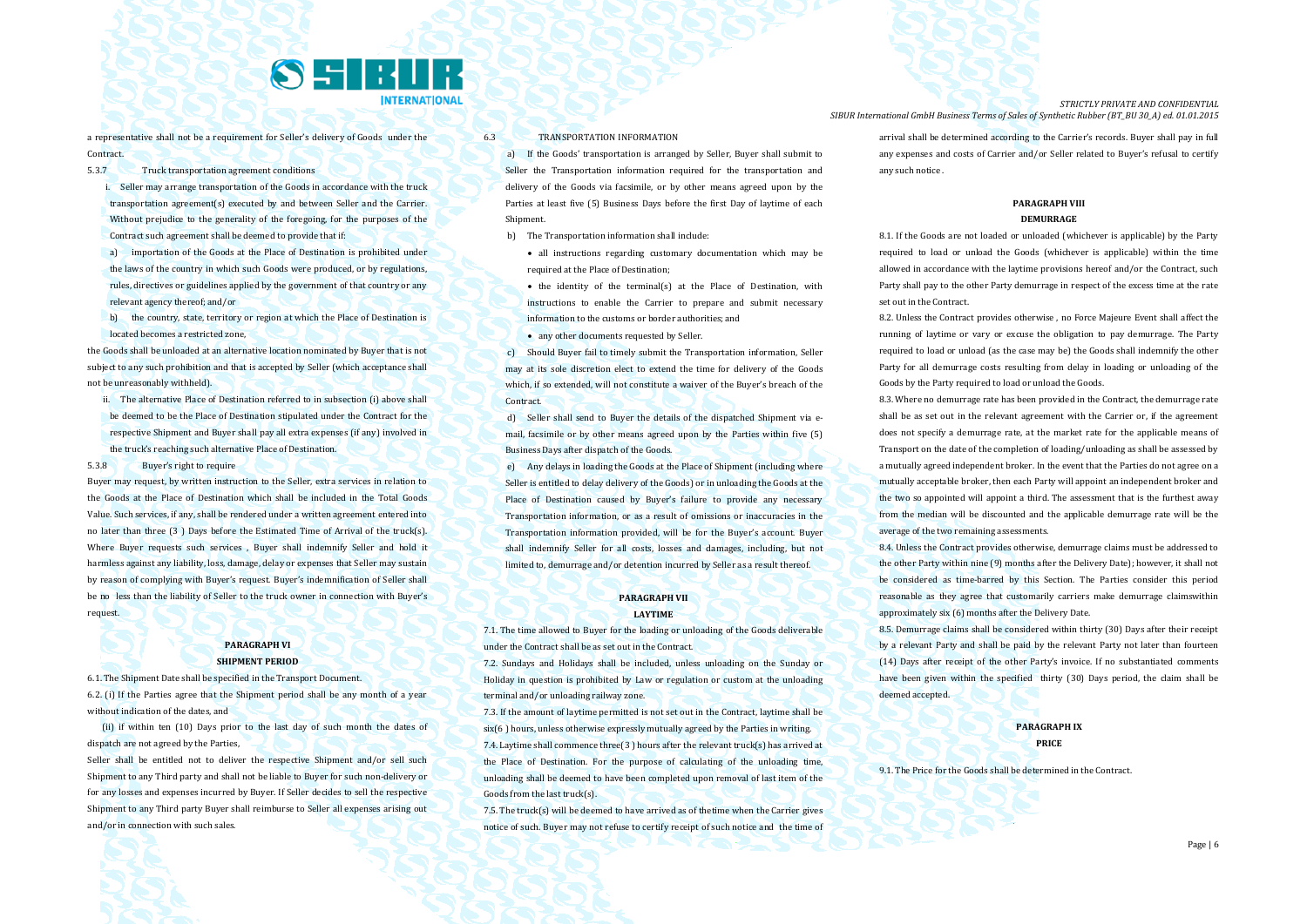a representative shall not be a requirement for Seller's delivery of Goods under the Contract.

5.3.7 Truck transportation agreement conditions

i. Seller may arrange transportation of the Goods in accordance with the truck transportation agreement(s) executed by and between Seller and the Carrier. Without prejudice to the generality of the foregoing, for the purposes of the Contract such agreement shall be deemed to provide that if:

a) importation of the Goods at the Place of Destination is prohibited under the laws of the country in which such Goods were produced, or by regulations, rules, directives or guidelines applied by the government of that country or any relevant agency thereof; and/or

b) the country, state, territory or region at which the Place of Destination is located becomes a restricted zone,

the Goods shall be unloaded at an alternative location nominated by Buyer that is not subject to any such prohibition and that is accepted by Seller (which acceptance shall not be unreasonably withheld).

ii. The alternative Place of Destination referred to in subsection (i) above shall be deemed to be the Place of Destination stipulated under the Contract for the respective Shipment and Buyer shall pay all extra expenses (if any) involved in the truck's reaching such alternative Place of Destination.

5.3.8 Buyer's right to require

Buyer may request, by written instruction to the Seller, extra services in relation to the Goods at the Place of Destination which shall be included in the Total Goods Value. Such services, if any, shall be rendered under a written agreement entered into no later than three (3 ) Days before the Estimated Time of Arrival of the truck(s). Where Buyer requests such services , Buyer shall indemnify Seller and hold it harmless against any liability, loss, damage, delay or expenses that Seller may sustain by reason of complying with Buyer's request. Buyer's indemnification of Seller shall be no less than the liability of Seller to the truck owner in connection with Buyer's request.

**PARAGRAPH VI**

**SHIPMENT PERIOD**

6.1. The Shipment Date shall be specified in the Transport Document.

6.2. (i) If the Parties agree that the Shipment period shall be any month of a year without indication of the dates, and

(ii) if within ten (10) Days prior to the last day of such month the dates of dispatch are not agreed by the Parties,

Seller shall be entitled not to deliver the respective Shipment and/or sell such Shipment to any Third party and shall not be liable to Buyer for such non-delivery or for any losses and expenses incurred by Buyer. If Seller decides to sell the respective Shipment to any Third party Buyer shall reimburse to Seller all expenses arising out and/or in connection with such sales.

6.3 TRANSPORTATION INFORMATION

a) If the Goods' transportation is arranged by Seller, Buyer shall submit to Seller the Transportation information required for the transportation and delivery of the Goods via facsimile, or by other means agreed upon by the Parties at least five (5) Business Days before the first Day of laytime of each Shipment.

b) The Transportation information shall include:

- all instructions regarding customary documentation which may be required at the Place of Destination;
- the identity of the terminal(s) at the Place of Destination, with instructions to enable the Carrier to prepare and submit necessary information to the customs or border authorities; and
- any other documents requested by Seller.

c) Should Buyer fail to timely submit the Transportation information, Seller may at its sole discretion elect to extend the time for delivery of the Goods which, if so extended, will not constitute a waiver of the Buyer's breach of the Contract.

d) Seller shall send to Buyer the details of the dispatched Shipment via e-mail, facsimile or by other means agreed upon by the Parties within five (5) Business Days after dispatch of the Goods.

e) Any delays in loading the Goods at the Place of Shipment (including where Seller is entitled to delay delivery of the Goods) or in unloading the Goods at the Place of Destination caused by Buyer's failure to provide any necessary Transportation information, or as a result of omissions or inaccuracies in the Transportation information provided, will be for the Buyer's account. Buyer shall indemnify Seller for all costs, losses and damages, including, but not limited to, demurrage and/or detention incurred by Seller as a result thereof.

**PARAGRAPH VII**

**LAYTIME**

7.1. The time allowed to Buyer for the loading or unloading of the Goods deliverable under the Contract shall be as set out in the Contract.

7.2. Sundays and Holidays shall be included, unless unloading on the Sunday or Holiday in question is prohibited by Law or regulation or custom at the unloading terminal and/or unloading railway zone.

7.3. If the amount of laytime permitted is not set out in the Contract, laytime shall be six(6 ) hours, unless otherwise expressly mutually agreed by the Parties in writing.

7.4. Laytime shall commence three(3 ) hours after the relevant truck(s) has arrived at the Place of Destination. For the purpose of calculating of the unloading time, unloading shall be deemed to have been completed upon removal of last item of the Goods from the last truck(s).

7.5. The truck(s) will be deemed to have arrived as of the time when the Carrier gives notice of such. Buyer may not refuse to certify receipt of such notice and the time of arrival shall be determined according to the Carrier's records. Buyer shall pay in full any expenses and costs of Carrier and/or Seller related to Buyer's refusal to certify any such notice .

**PARAGRAPH VIII**

**DEMURRAGE**

8.1. If the Goods are not loaded or unloaded (whichever is applicable) by the Party required to load or unload the Goods (whichever is applicable) within the time allowed in accordance with the laytime provisions hereof and/or the Contract, such Party shall pay to the other Party demurrage in respect of the excess time at the rate set out in the Contract.

8.2. Unless the Contract provides otherwise , no Force Majeure Event shall affect the running of laytime or vary or excuse the obligation to pay demurrage. The Party required to load or unload (as the case may be) the Goods shall indemnify the other Party for all demurrage costs resulting from delay in loading or unloading of the Goods by the Party required to load or unload the Goods.

8.3. Where no demurrage rate has been provided in the Contract, the demurrage rate shall be as set out in the relevant agreement with the Carrier or, if the agreement does not specify a demurrage rate, at the market rate for the applicable means of Transport on the date of the completion of loading/unloading as shall be assessed by a mutually agreed independent broker. In the event that the Parties do not agree on a mutually acceptable broker, then each Party will appoint an independent broker and the two so appointed will appoint a third. The assessment that is the furthest away from the median will be discounted and the applicable demurrage rate will be the average of the two remaining assessments.

8.4. Unless the Contract provides otherwise, demurrage claims must be addressed to the other Party within nine (9) months after the Delivery Date); however, it shall not be considered as time-barred by this Section. The Parties consider this period reasonable as they agree that customarily carriers make demurrage claimswithin approximately six (6) months after the Delivery Date.

8.5. Demurrage claims shall be considered within thirty (30) Days after their receipt by a relevant Party and shall be paid by the relevant Party not later than fourteen (14) Days after receipt of the other Party's invoice. If no substantiated comments have been given within the specified thirty (30) Days period, the claim shall be deemed accepted.

**PARAGRAPH IX**

**PRICE**

9.1. The Price for the Goods shall be determined in the Contract.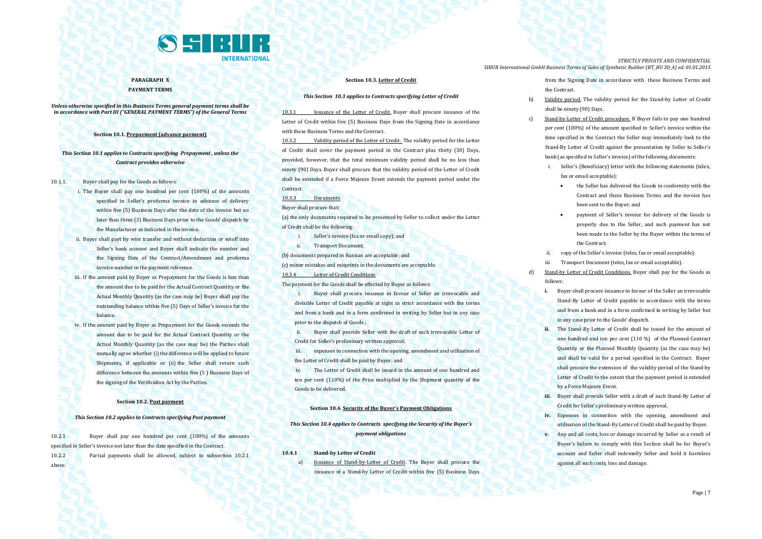**PARAGRAPH X**

**PAYMENT TERMS**

***Unless otherwise specified in this Business Terms general payment terms shall be in accordance with Part III ("GENERAL PAYMENT TERMS") of the General Terms***

**Section 10.1. Prepayment (advance payment)**

***This Section 10.1 applies to Contracts specifying Prepayment , unless the Contract provides otherwise***

10.1.1. Buyer shall pay for the Goods as follows:

i. The Buyer shall pay one hundred per cent (100%) of the amounts specified in Seller's proforma invoice in advance of delivery within five (5) Business Days after the date of the invoice but no later than three (3) Business Days prior to the Goods' dispatch by the Manufacturer as indicated in the invoice.

ii. Buyer shall payt by wire transfer and without deduction or setoff into Seller's bank account and Buyer shall indicate the number and the Signing Date of the Contract/Amendment and proforma invoice number in the payment reference .

iii. If the amount paid by Buyer as Prepayment for the Goods is less than the amount due to be paid for the Actual Contract Quantity or the Actual Monthly Quantity (as the case may be) Buyer shall pay the outstanding balance within five (5) Days of Seller's invoice for the balance.

iv. If the amount paid by Buyer as Prepayment for the Goods exceeds the amount due to be paid for the Actual Contract Quantity or the Actual Monthly Quantity (as the case may be) the Parties shall mutually agree whether (i) the difference will be applied to future Shipments, if applicable or (ii) the Seller shall return such difference between the amounts within five (5 ) Business Days of the signing of the Verification Act by the Parties.

**Section 10.2. Post payment**

***This Section 10.2 applies to Contracts specifying Post payment***

10.2.1 Buyer shall pay one hundred per cent (100%) of the amounts specified in Seller's invoice not later than the date specified in the Contract.

10.2.2 Partial payments shall be allowed, subject to subsection 10.2.1 above.

**Section 10.3. Letter of Credit**

***This Section 10.3 applies to Contracts specifying Letter of Credit***

10.3.1 Issuance of the Letter of Credit. Buyer shall procure issuance of the Letter of Credit within five (5) Business Days from the Signing Date in accordance with these Business Terms and the Contract.

10.3.2 Validity period of the Letter of Credit. The validity period for the Letter of Credit shall cover the payment period in the Contract plus thirty (30) Days, provided, however, that the total minimum validity period shall be no less than ninety (90) Days. Buyer shall procure that the validity period of the Letter of Credit shall be extended if a Force Majeure Event extends the payment period under the Contract.

10.3.3 Documents

Buyer shall procure that:

(a) the only documents required to be presented by Seller to collect under the Letter of Credit shall be the following:

i. Seller's invoice (fax or email copy); and

ii. Transport Document;

(b) documents prepared in Russian are acceptable; and

(c) minor mistakes and misprints in the documents are acceptable.

10.3.4 Letter of Credit Conditions

The payment for the Goods shall be effected by Buyer as follows:

i. Buyer shall procure issuance in favour of Seller an irrevocable and divisible Letter of Credit payable at sight in strict accordance with the terms and from a bank and in a form confirmed in writing by Seller but in any case prior to the dispatch of Goods ;

ii. Buyer shall provide Seller with the draft of such irrevocable Letter of Credit for Seller's preliminary written approval;

iii. expenses in connection with the opening, amendment and utilisation of the Letter of Credit shall be paid by Buyer; and

iv. The Letter of Credit shall be issued in the amount of one hundred and ten per cent (110%) of the Price multiplied by the Shipment quantity of the Goods to be delivered.

**Section 10.4. Security of the Buyer's Payment Obligations**

***This Section 10.4 applies to Contracts specifying the Security of the Buyer's payment obligations***

**10.4.1 Stand-by Letter of Credit**

a) Issuance of Stand-by-Letter of Credit. The Buyer shall procure the issuance of a Stand-by Letter of Credit within five (5) Business Days from the Signing Date in accordance with these Business Terms and the Contract.

b) Validity period. The validity period for the Stand-by Letter of Credit shall be ninety (90) Days.

c) Stand-by-Letter of Credit procedure. If Buyer fails to pay one hundred per cent (100%) of the amount specified in Seller's invoice within the time specified in the Contract the Seller may immediately look to the Stand-By Letter of Credit against the presentation by Seller to Seller's bank (as specified in Seller's invoice) of the following documents:

i. Seller's (Beneficiary) letter with the following statements (telex, fax or email acceptable):

- the Seller has delivered the Goods in conformity with the Contract and these Business Terms and the invoice has been sent to the Buyer; and
- payment of Seller's invoice for delivery of the Goods is properly due to the Seller, and such payment has not been made to the Seller by the Buyer within the terms of the Contract;

ii. copy of the Seller's invoice (telex, fax or email acceptable);

iii. Transport Document (telex, fax or email acceptable).

d) Stand-by Letter of Credit Conditions. Buyer shall pay for the Goods as follows:

**i.** Buyer shall procure issuance in favour of the Seller an irrevocable Stand-By Letter of Credit payable in accordance with the terms and from a bank and in a form confirmed in writing by Seller but in any case prior to the Goods' dispatch.

**ii.** The Stand-By Letter of Credit shall be issued for the amount of one hundred and ten per cent (110 %) of the Planned Contract Quantity or the Planned Monthly Quantity (as the case may be) and shall be valid for a period specified in the Contract. Buyer shall procure the extension of the validity period of the Stand-by Letter of Credit to the extent that the payment period is extended by a Force Majeure Event.

**iii.** Buyer shall provide Seller with a draft of such Stand-By Letter of Credit for Seller's preliminary written approval.

**iv.** Expenses in connection with the opening, amendment and utilisation of the Stand-By Letter of Credit shall be paid by Buyer.

**v.** Any and all costs, loss or damage incurred by Seller as a result of Buyer's failure to comply with this Section shall be for Buyer's account and Seller shall indemnify Seller and hold it harmless against all such costs, loss and damage.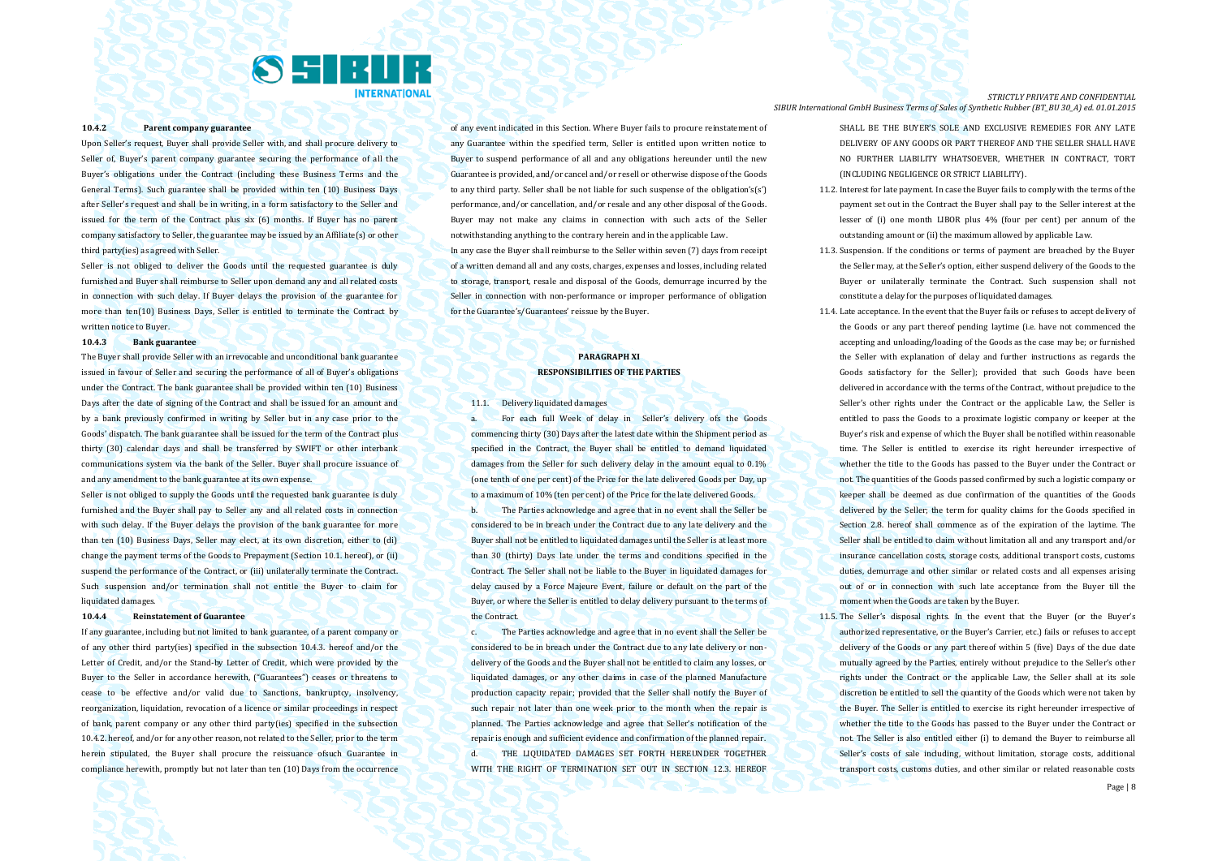#### 10.4.2 Parent company guarantee

Upon Seller's request, Buyer shall provide Seller with, and shall procure delivery to Seller of, Buyer's parent company guarantee securing the performance of all the Buyer's obligations under the Contract (including these Business Terms and the General Terms). Such guarantee shall be provided within ten (10) Business Days after Seller's request and shall be in writing, in a form satisfactory to the Seller and issued for the term of the Contract plus six (6) months. If Buyer has no parent company satisfactory to Seller, the guarantee may be issued by an Affiliate(s) or other third party(ies) as agreed with Seller.

Seller is not obliged to deliver the Goods until the requested guarantee is duly furnished and Buyer shall reimburse to Seller upon demand any and all related costs in connection with such delay. If Buyer delays the provision of the guarantee for more than ten(10) Business Days, Seller is entitled to terminate the Contract by written notice to Buyer.

#### 10.4.3 Bank guarantee

The Buyer shall provide Seller with an irrevocable and unconditional bank guarantee issued in favour of Seller and securing the performance of all of Buyer's obligations under the Contract. The bank guarantee shall be provided within ten (10) Business Days after the date of signing of the Contract and shall be issued for an amount and by a bank previously confirmed in writing by Seller but in any case prior to the Goods' dispatch. The bank guarantee shall be issued for the term of the Contract plus thirty (30) calendar days and shall be transferred by SWIFT or other interbank communications system via the bank of the Seller. Buyer shall procure issuance of and any amendment to the bank guarantee at its own expense.

Seller is not obliged to supply the Goods until the requested bank guarantee is duly furnished and the Buyer shall pay to Seller any and all related costs in connection with such delay. If the Buyer delays the provision of the bank guarantee for more than ten (10) Business Days, Seller may elect, at its own discretion, either to (di) change the payment terms of the Goods to Prepayment (Section 10.1. hereof), or (ii) suspend the performance of the Contract, or (iii) unilaterally terminate the Contract. Such suspension and/or termination shall not entitle the Buyer to claim for liquidated damages.

#### 10.4.4 Reinstatement of Guarantee

If any guarantee, including but not limited to bank guarantee, of a parent company or of any other third party(ies) specified in the subsection 10.4.3. hereof and/or the Letter of Credit, and/or the Stand-by Letter of Credit, which were provided by the Buyer to the Seller in accordance herewith, ("Guarantees") ceases or threatens to cease to be effective and/or valid due to Sanctions, bankruptcy, insolvency, reorganization, liquidation, revocation of a licence or similar proceedings in respect of bank, parent company or any other third party(ies) specified in the subsection 10.4.2. hereof, and/or for any other reason, not related to the Seller, prior to the term herein stipulated, the Buyer shall procure the reissuance ofsuch Guarantee in compliance herewith, promptly but not later than ten (10) Days from the occurrence of any event indicated in this Section. Where Buyer fails to procure reinstatement of any Guarantee within the specified term, Seller is entitled upon written notice to Buyer to suspend performance of all and any obligations hereunder until the new Guarantee is provided, and/or cancel and/or resell or otherwise dispose of the Goods to any third party. Seller shall be not liable for such suspense of the obligation's(s') performance, and/or cancellation, and/or resale and any other disposal of the Goods. Buyer may not make any claims in connection with such acts of the Seller notwithstanding anything to the contrary herein and in the applicable Law.

In any case the Buyer shall reimburse to the Seller within seven (7) days from receipt of a written demand all and any costs, charges, expenses and losses, including related to storage, transport, resale and disposal of the Goods, demurrage incurred by the Seller in connection with non-performance or improper performance of obligation for the Guarantee's/Guarantees' reissue by the Buyer.

## PARAGRAPH XI
## RESPONSIBILITIES OF THE PARTIES

11.1. Delivery liquidated damages

a. For each full Week of delay in Seller's delivery ofs the Goods commencing thirty (30) Days after the latest date within the Shipment period as specified in the Contract, the Buyer shall be entitled to demand liquidated damages from the Seller for such delivery delay in the amount equal to 0.1% (one tenth of one per cent) of the Price for the late delivered Goods per Day, up to a maximum of 10% (ten per cent) of the Price for the late delivered Goods.

b. The Parties acknowledge and agree that in no event shall the Seller be considered to be in breach under the Contract due to any late delivery and the Buyer shall not be entitled to liquidated damages until the Seller is at least more than 30 (thirty) Days late under the terms and conditions specified in the Contract. The Seller shall not be liable to the Buyer in liquidated damages for delay caused by a Force Majeure Event, failure or default on the part of the Buyer, or where the Seller is entitled to delay delivery pursuant to the terms of the Contract.

c. The Parties acknowledge and agree that in no event shall the Seller be considered to be in breach under the Contract due to any late delivery or non-delivery of the Goods and the Buyer shall not be entitled to claim any losses, or liquidated damages, or any other claims in case of the planned Manufacture production capacity repair; provided that the Seller shall notify the Buyer of such repair not later than one week prior to the month when the repair is planned. The Parties acknowledge and agree that Seller's notification of the repair is enough and sufficient evidence and confirmation of the planned repair.

d. THE LIQUIDATED DAMAGES SET FORTH HEREUNDER TOGETHER WITH THE RIGHT OF TERMINATION SET OUT IN SECTION 12.3. HEREOF SHALL BE THE BUYER'S SOLE AND EXCLUSIVE REMEDIES FOR ANY LATE DELIVERY OF ANY GOODS OR PART THEREOF AND THE SELLER SHALL HAVE NO FURTHER LIABILITY WHATSOEVER, WHETHER IN CONTRACT, TORT (INCLUDING NEGLIGENCE OR STRICT LIABILITY).

11.2. Interest for late payment. In case the Buyer fails to comply with the terms of the payment set out in the Contract the Buyer shall pay to the Seller interest at the lesser of (i) one month LIBOR plus 4% (four per cent) per annum of the outstanding amount or (ii) the maximum allowed by applicable Law.

11.3. Suspension. If the conditions or terms of payment are breached by the Buyer the Seller may, at the Seller's option, either suspend delivery of the Goods to the Buyer or unilaterally terminate the Contract. Such suspension shall not constitute a delay for the purposes of liquidated damages.

11.4. Late acceptance. In the event that the Buyer fails or refuses to accept delivery of the Goods or any part thereof pending laytime (i.e. have not commenced the accepting and unloading/loading of the Goods as the case may be; or furnished the Seller with explanation of delay and further instructions as regards the Goods satisfactory for the Seller); provided that such Goods have been delivered in accordance with the terms of the Contract, without prejudice to the Seller's other rights under the Contract or the applicable Law, the Seller is entitled to pass the Goods to a proximate logistic company or keeper at the Buyer's risk and expense of which the Buyer shall be notified within reasonable time. The Seller is entitled to exercise its right hereunder irrespective of whether the title to the Goods has passed to the Buyer under the Contract or not. The quantities of the Goods passed confirmed by such a logistic company or keeper shall be deemed as due confirmation of the quantities of the Goods delivered by the Seller; the term for quality claims for the Goods specified in Section 2.8. hereof shall commence as of the expiration of the laytime. The Seller shall be entitled to claim without limitation all and any transport and/or insurance cancellation costs, storage costs, additional transport costs, customs duties, demurrage and other similar or related costs and all expenses arising out of or in connection with such late acceptance from the Buyer till the moment when the Goods are taken by the Buyer.

11.5. The Seller's disposal rights. In the event that the Buyer (or the Buyer's authorized representative, or the Buyer's Carrier, etc.) fails or refuses to accept delivery of the Goods or any part thereof within 5 (five) Days of the due date mutually agreed by the Parties, entirely without prejudice to the Seller's other rights under the Contract or the applicable Law, the Seller shall at its sole discretion be entitled to sell the quantity of the Goods which were not taken by the Buyer. The Seller is entitled to exercise its right hereunder irrespective of whether the title to the Goods has passed to the Buyer under the Contract or not. The Seller is also entitled either (i) to demand the Buyer to reimburse all Seller's costs of sale including, without limitation, storage costs, additional transport costs, customs duties, and other similar or related reasonable costs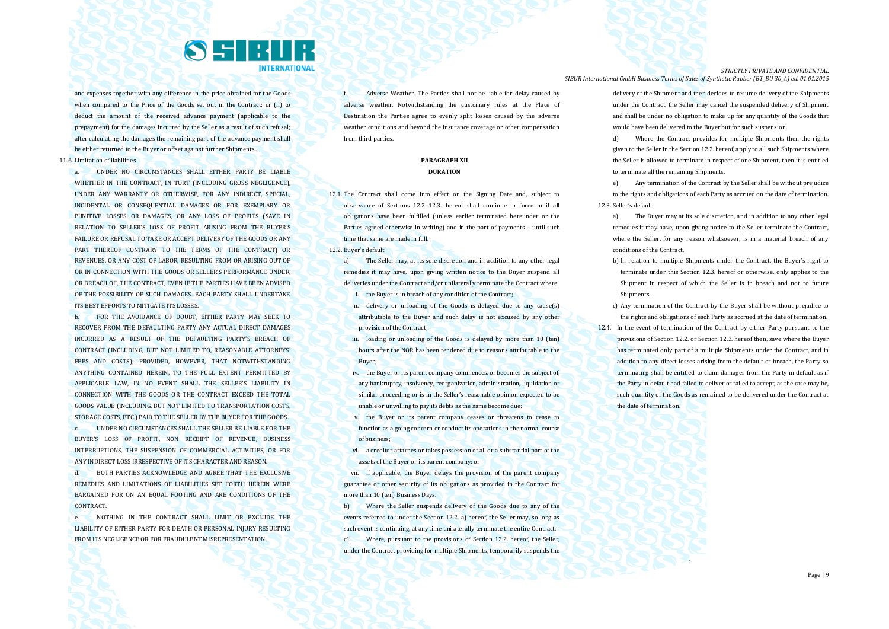and expenses together with any difference in the price obtained for the Goods when compared to the Price of the Goods set out in the Contract; or (ii) to deduct the amount of the received advance payment (applicable to the prepayment) for the damages incurred by the Seller as a result of such refusal; after calculating the damages the remaining part of the advance payment shall be either returned to the Buyer or offset against further Shipments.

11.6. Limitation of liabilities

a. UNDER NO CIRCUMSTANCES SHALL EITHER PARTY BE LIABLE WHETHER IN THE CONTRACT, IN TORT (INCLUDING GROSS NEGLIGENCE), UNDER ANY WARRANTY OR OTHERWISE, FOR ANY INDIRECT, SPECIAL, INCIDENTAL OR CONSEQUENTIAL DAMAGES OR FOR EXEMPLARY OR PUNITIVE LOSSES OR DAMAGES, OR ANY LOSS OF PROFITS (SAVE IN RELATION TO SELLER'S LOSS OF PROFIT ARISING FROM THE BUYER'S FAILURE OR REFUSAL TO TAKE OR ACCEPT DELIVERY OF THE GOODS OR ANY PART THEREOF CONTRARY TO THE TERMS OF THE CONTRACT) OR REVENUES, OR ANY COST OF LABOR, RESULTING FROM OR ARISING OUT OF OR IN CONNECTION WITH THE GOODS OR SELLER'S PERFORMANCE UNDER, OR BREACH OF, THE CONTRACT, EVEN IF THE PARTIES HAVE BEEN ADVISED OF THE POSSIBILITY OF SUCH DAMAGES. EACH PARTY SHALL UNDERTAKE ITS BEST EFFORTS TO MITIGATE ITS LOSSES.

b. FOR THE AVOIDANCE OF DOUBT, EITHER PARTY MAY SEEK TO RECOVER FROM THE DEFAULTING PARTY ANY ACTUAL DIRECT DAMAGES INCURRED AS A RESULT OF THE DEFAULTING PARTY'S BREACH OF CONTRACT (INCLUDING, BUT NOT LIMITED TO, REASONABLE ATTORNEYS' FEES AND COSTS); PROVIDED, HOWEVER, THAT NOTWITHSTANDING ANYTHING CONTAINED HEREIN, TO THE FULL EXTENT PERMITTED BY APPLICABLE LAW, IN NO EVENT SHALL THE SELLER'S LIABILITY IN CONNECTION WITH THE GOODS OR THE CONTRACT EXCEED THE TOTAL GOODS VALUE (INCLUDING, BUT NOT LIMITED TO TRANSPORTATION COSTS, STORAGE COSTS, ETC.) PAID TO THE SELLER BY THE BUYER FOR THE GOODS.

c. UNDER NO CIRCUMSTANCES SHALL THE SELLER BE LIABLE FOR THE BUYER'S LOSS OF PROFIT, NON RECEIPT OF REVENUE, BUSINESS INTERRUPTIONS, THE SUSPENSION OF COMMERCIAL ACTIVITIES, OR FOR ANY INDIRECT LOSS IRRESPECTIVE OF ITS CHARACTER AND REASON.

d. BOTH PARTIES ACKNOWLEDGE AND AGREE THAT THE EXCLUSIVE REMEDIES AND LIMITATIONS OF LIABILITIES SET FORTH HEREIN WERE BARGAINED FOR ON AN EQUAL FOOTING AND ARE CONDITIONS OF THE CONTRACT.

e. NOTHING IN THE CONTRACT SHALL LIMIT OR EXCLUDE THE LIABILITY OF EITHER PARTY FOR DEATH OR PERSONAL INJURY RESULTING FROM ITS NEGLIGENCE OR FOR FRAUDULENT MISREPRESENTATION.

f. Adverse Weather. The Parties shall not be liable for delay caused by adverse weather. Notwithstanding the customary rules at the Place of Destination the Parties agree to evenly split losses caused by the adverse weather conditions and beyond the insurance coverage or other compensation from third parties.

## PARAGRAPH XII
## DURATION

12.1. The Contract shall come into effect on the Signing Date and, subject to observance of Sections 12.2-12.3. hereof shall continue in force until all obligations have been fulfilled (unless earlier terminated hereunder or the Parties agreed otherwise in writing) and in the part of payments – until such time that same are made in full.

12.2. Buyer's default

a) The Seller may, at its sole discretion and in addition to any other legal remedies it may have, upon giving written notice to the Buyer suspend all deliveries under the Contract and/or unilaterally terminate the Contract where:

i. the Buyer is in breach of any condition of the Contract;

ii. delivery or unloading of the Goods is delayed due to any cause(s) attributable to the Buyer and such delay is not excused by any other provision of the Contract;

iii. loading or unloading of the Goods is delayed by more than 10 (ten) hours after the NOR has been tendered due to reasons attributable to the Buyer;

iv. the Buyer or its parent company commences, or becomes the subject of, any bankruptcy, insolvency, reorganization, administration, liquidation or similar proceeding or is in the Seller's reasonable opinion expected to be unable or unwilling to pay its debts as the same become due;

v. the Buyer or its parent company ceases or threatens to cease to function as a going concern or conduct its operations in the normal course of business;

vi. a creditor attaches or takes possession of all or a substantial part of the assets of the Buyer or its parent company; or

vii. if applicable, the Buyer delays the provision of the parent company guarantee or other security of its obligations as provided in the Contract for more than 10 (ten) Business Days.

b) Where the Seller suspends delivery of the Goods due to any of the events referred to under the Section 12.2. a) hereof, the Seller may, so long as such event is continuing, at any time unilaterally terminate the entire Contract.

c) Where, pursuant to the provisions of Section 12.2. hereof, the Seller, under the Contract providing for multiple Shipments, temporarily suspends the delivery of the Shipment and then decides to resume delivery of the Shipments under the Contract, the Seller may cancel the suspended delivery of Shipment and shall be under no obligation to make up for any quantity of the Goods that would have been delivered to the Buyer but for such suspension.

d) Where the Contract provides for multiple Shipments then the rights given to the Seller in the Section 12.2. hereof, apply to all such Shipments where the Seller is allowed to terminate in respect of one Shipment, then it is entitled to terminate all the remaining Shipments.

e) Any termination of the Contract by the Seller shall be without prejudice to the rights and obligations of each Party as accrued on the date of termination.

12.3. Seller's default

a) The Buyer may at its sole discretion, and in addition to any other legal remedies it may have, upon giving notice to the Seller terminate the Contract, where the Seller, for any reason whatsoever, is in a material breach of any conditions of the Contract.

b) In relation to multiple Shipments under the Contract, the Buyer's right to terminate under this Section 12.3. hereof or otherwise, only applies to the Shipment in respect of which the Seller is in breach and not to future Shipments.

c) Any termination of the Contract by the Buyer shall be without prejudice to the rights and obligations of each Party as accrued at the date of termination.

12.4. In the event of termination of the Contract by either Party pursuant to the provisions of Section 12.2. or Section 12.3. hereof then, save where the Buyer has terminated only part of a multiple Shipments under the Contract, and in addition to any direct losses arising from the default or breach, the Party so terminating shall be entitled to claim damages from the Party in default as if the Party in default had failed to deliver or failed to accept, as the case may be, such quantity of the Goods as remained to be delivered under the Contract at the date of termination.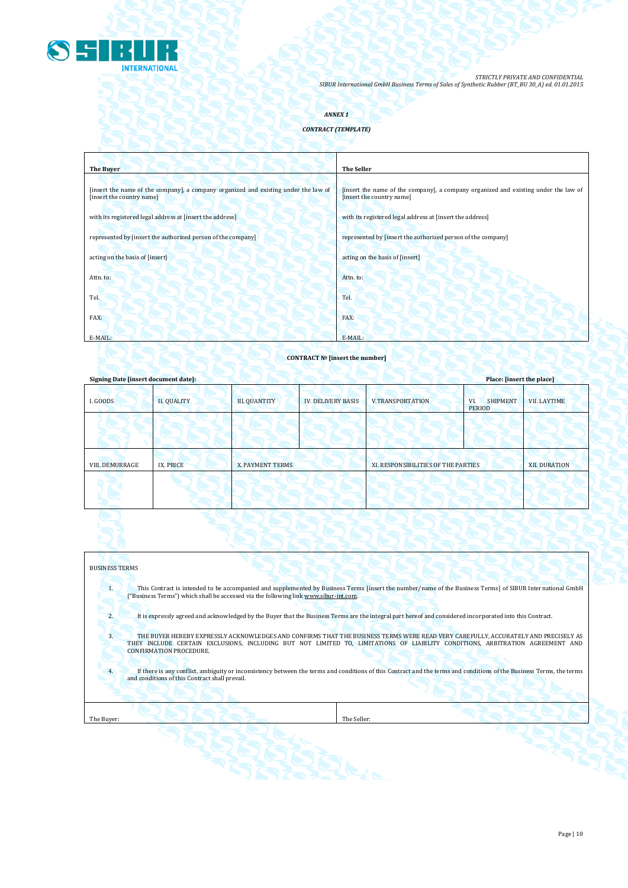*ANNEX 1*

*CONTRACT (TEMPLATE)*

| **The Buyer** | **The Seller** |
|---|---|
| [insert the name of the company], a company organized and existing under the law of [insert the country name] | [insert the name of the company], a company organized and existing under the law of [insert the country name] |
| with its registered legal address at [insert the address] | with its registered legal address at [insert the address] |
| represented by [insert the authorized person of the company] | represented by [insert the authorized person of the company] |
| acting on the basis of [insert] | acting on the basis of [insert] |
| Attn. to: | Attn. to: |
| Tel. | Tel. |
| FAX: | FAX: |
| E-MAIL: | E-MAIL: |

**CONTRACT № [insert the number]**

**Signing Date [insert document date]:** **Place: [insert the place]**

| I. GOODS | II. QUALITY | III. QUANTITY | IV. DELIVERY BASIS | V. TRANSPORTATION | VI. SHIPMENT PERIOD | VII. LAYTIME |
|---|---|---|---|---|---|---|
| | | | | | | |
| VIII. DEMURRAGE | IX. PRICE | X. PAYMENT TERMS | | XI. RESPONSIBILITIES OF THE PARTIES | | XII. DURATION |
| | | | | | | |

BUSINESS TERMS

1. This Contract is intended to be accompanied and supplemented by Business Terms [insert the number/name of the Business Terms] of SIBUR International GmbH ("Business Terms") which shall be accessed via the following link www.sibur-int.com.
2. It is expressly agreed and acknowledged by the Buyer that the Business Terms are the integral part hereof and considered incorporated into this Contract.
3. THE BUYER HEREBY EXPRESSLY ACKNOWLEDGES AND CONFIRMS THAT THE BUSINESS TERMS WERE READ VERY CAREFULLY, ACCURATELY AND PRECISELY AS THEY INCLUDE CERTAIN EXCLUSIONS, INCLUDING BUT NOT LIMITED TO, LIMITATIONS OF LIABILITY CONDITIONS, ARBITRATION AGREEMENT AND CONFIRMATION PROCEDURE.
4. If there is any conflict, ambiguity or inconsistency between the terms and conditions of this Contract and the terms and conditions of the Business Terms, the terms and conditions of this Contract shall prevail.

| The Buyer: | The Seller: |
|---|---|